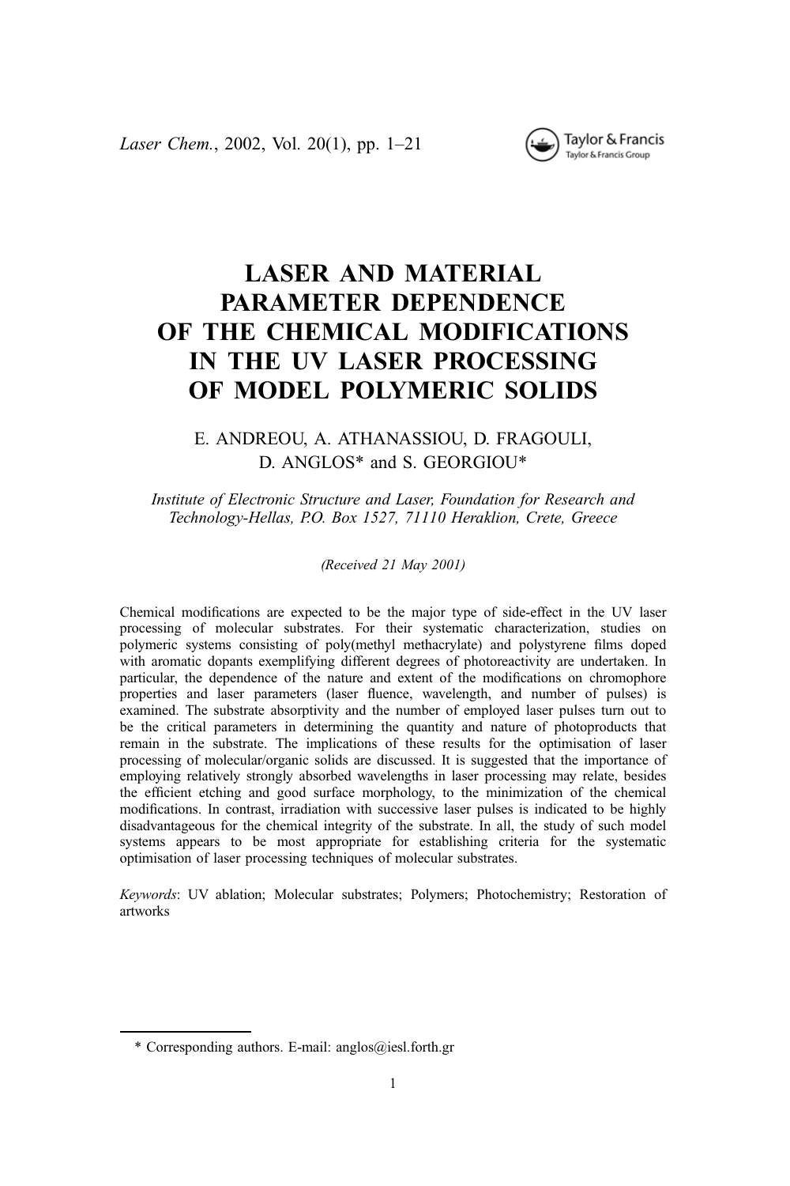# LASER AND MATERIAL PARAMETER DEPENDENCE OF THE CHEMICAL MODIFICATIONS IN THE UV LASER PROCESSING OF MODEL POLYMERIC SOLIDS

E. ANDREOU, A. ATHANASSIOU, D. FRAGOULI, D. ANGLOS* and S. GEORGIOU*

*Institute of Electronic Structure and Laser, Foundation for Research and Technology-Hellas, P.O. Box 1527, 71110 Heraklion, Crete, Greece*

*(Received 21 May 2001)*

Chemical modifications are expected to be the major type of side-effect in the UV laser processing of molecular substrates. For their systematic characterization, studies on polymeric systems consisting of poly(methyl methacrylate) and polystyrene films doped with aromatic dopants exemplifying different degrees of photoreactivity are undertaken. In particular, the dependence of the nature and extent of the modifications on chromophore properties and laser parameters (laser fluence, wavelength, and number of pulses) is examined. The substrate absorptivity and the number of employed laser pulses turn out to be the critical parameters in determining the quantity and nature of photoproducts that remain in the substrate. The implications of these results for the optimisation of laser processing of molecular/organic solids are discussed. It is suggested that the importance of employing relatively strongly absorbed wavelengths in laser processing may relate, besides the efficient etching and good surface morphology, to the minimization of the chemical modifications. In contrast, irradiation with successive laser pulses is indicated to be highly disadvantageous for the chemical integrity of the substrate. In all, the study of such model systems appears to be most appropriate for establishing criteria for the systematic optimisation of laser processing techniques of molecular substrates.

*Keywords*: UV ablation; Molecular substrates; Polymers; Photochemistry; Restoration of artworks

* Corresponding authors. E-mail: anglos@iesl.forth.gr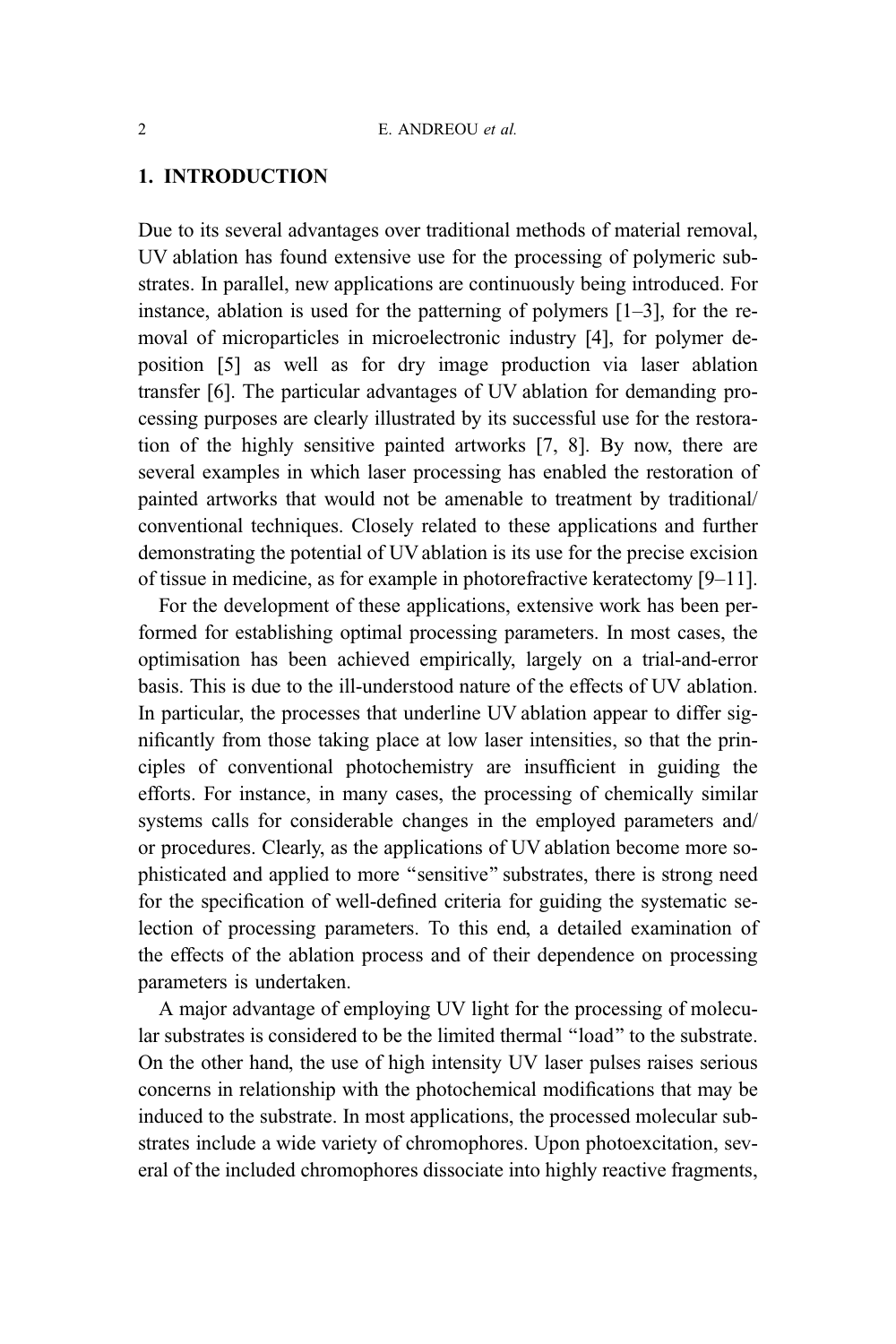## 1. INTRODUCTION

Due to its several advantages over traditional methods of material removal, UV ablation has found extensive use for the processing of polymeric substrates. In parallel, new applications are continuously being introduced. For instance, ablation is used for the patterning of polymers [1–3], for the removal of microparticles in microelectronic industry [4], for polymer deposition [5] as well as for dry image production via laser ablation transfer [6]. The particular advantages of UV ablation for demanding processing purposes are clearly illustrated by its successful use for the restoration of the highly sensitive painted artworks [7, 8]. By now, there are several examples in which laser processing has enabled the restoration of painted artworks that would not be amenable to treatment by traditional/conventional techniques. Closely related to these applications and further demonstrating the potential of UV ablation is its use for the precise excision of tissue in medicine, as for example in photorefractive keratectomy [9–11].

For the development of these applications, extensive work has been performed for establishing optimal processing parameters. In most cases, the optimisation has been achieved empirically, largely on a trial-and-error basis. This is due to the ill-understood nature of the effects of UV ablation. In particular, the processes that underline UV ablation appear to differ significantly from those taking place at low laser intensities, so that the principles of conventional photochemistry are insufficient in guiding the efforts. For instance, in many cases, the processing of chemically similar systems calls for considerable changes in the employed parameters and/or procedures. Clearly, as the applications of UV ablation become more sophisticated and applied to more "sensitive" substrates, there is strong need for the specification of well-defined criteria for guiding the systematic selection of processing parameters. To this end, a detailed examination of the effects of the ablation process and of their dependence on processing parameters is undertaken.

A major advantage of employing UV light for the processing of molecular substrates is considered to be the limited thermal "load" to the substrate. On the other hand, the use of high intensity UV laser pulses raises serious concerns in relationship with the photochemical modifications that may be induced to the substrate. In most applications, the processed molecular substrates include a wide variety of chromophores. Upon photoexcitation, several of the included chromophores dissociate into highly reactive fragments,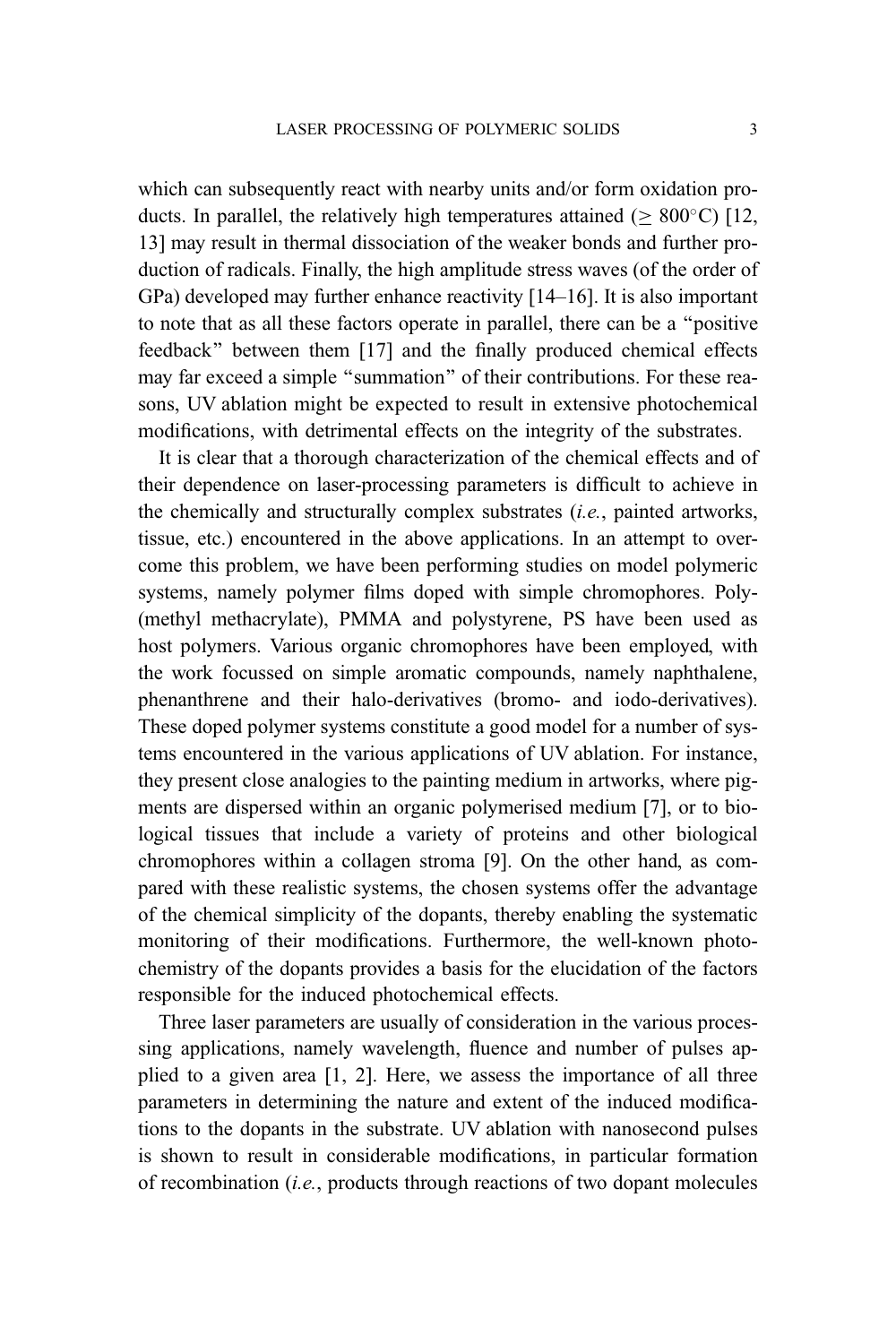which can subsequently react with nearby units and/or form oxidation products. In parallel, the relatively high temperatures attained ($\geq 800°C$) [12, 13] may result in thermal dissociation of the weaker bonds and further production of radicals. Finally, the high amplitude stress waves (of the order of GPa) developed may further enhance reactivity [14–16]. It is also important to note that as all these factors operate in parallel, there can be a "positive feedback" between them [17] and the finally produced chemical effects may far exceed a simple "summation" of their contributions. For these reasons, UV ablation might be expected to result in extensive photochemical modifications, with detrimental effects on the integrity of the substrates.

It is clear that a thorough characterization of the chemical effects and of their dependence on laser-processing parameters is difficult to achieve in the chemically and structurally complex substrates (*i.e.*, painted artworks, tissue, etc.) encountered in the above applications. In an attempt to overcome this problem, we have been performing studies on model polymeric systems, namely polymer films doped with simple chromophores. Poly(methyl methacrylate), PMMA and polystyrene, PS have been used as host polymers. Various organic chromophores have been employed, with the work focussed on simple aromatic compounds, namely naphthalene, phenanthrene and their halo-derivatives (bromo- and iodo-derivatives). These doped polymer systems constitute a good model for a number of systems encountered in the various applications of UV ablation. For instance, they present close analogies to the painting medium in artworks, where pigments are dispersed within an organic polymerised medium [7], or to biological tissues that include a variety of proteins and other biological chromophores within a collagen stroma [9]. On the other hand, as compared with these realistic systems, the chosen systems offer the advantage of the chemical simplicity of the dopants, thereby enabling the systematic monitoring of their modifications. Furthermore, the well-known photochemistry of the dopants provides a basis for the elucidation of the factors responsible for the induced photochemical effects.

Three laser parameters are usually of consideration in the various processing applications, namely wavelength, fluence and number of pulses applied to a given area [1, 2]. Here, we assess the importance of all three parameters in determining the nature and extent of the induced modifications to the dopants in the substrate. UV ablation with nanosecond pulses is shown to result in considerable modifications, in particular formation of recombination (*i.e.*, products through reactions of two dopant molecules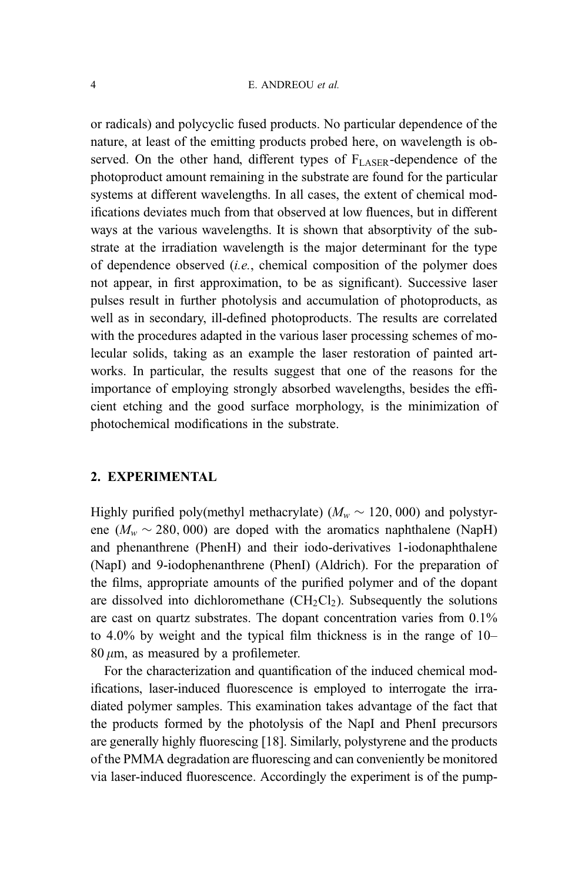or radicals) and polycyclic fused products. No particular dependence of the nature, at least of the emitting products probed here, on wavelength is observed. On the other hand, different types of $F_{LASER}$-dependence of the photoproduct amount remaining in the substrate are found for the particular systems at different wavelengths. In all cases, the extent of chemical modifications deviates much from that observed at low fluences, but in different ways at the various wavelengths. It is shown that absorptivity of the substrate at the irradiation wavelength is the major determinant for the type of dependence observed (*i.e.*, chemical composition of the polymer does not appear, in first approximation, to be as significant). Successive laser pulses result in further photolysis and accumulation of photoproducts, as well as in secondary, ill-defined photoproducts. The results are correlated with the procedures adapted in the various laser processing schemes of molecular solids, taking as an example the laser restoration of painted artworks. In particular, the results suggest that one of the reasons for the importance of employing strongly absorbed wavelengths, besides the efficient etching and the good surface morphology, is the minimization of photochemical modifications in the substrate.

## 2. EXPERIMENTAL

Highly purified poly(methyl methacrylate) ($M_w \sim 120,000$) and polystyrene ($M_w \sim 280,000$) are doped with the aromatics naphthalene (NapH) and phenanthrene (PhenH) and their iodo-derivatives 1-iodonaphthalene (NapI) and 9-iodophenanthrene (PhenI) (Aldrich). For the preparation of the films, appropriate amounts of the purified polymer and of the dopant are dissolved into dichloromethane ($CH_2Cl_2$). Subsequently the solutions are cast on quartz substrates. The dopant concentration varies from 0.1% to 4.0% by weight and the typical film thickness is in the range of 10–80 $\mu$m, as measured by a profilemeter.

For the characterization and quantification of the induced chemical modifications, laser-induced fluorescence is employed to interrogate the irradiated polymer samples. This examination takes advantage of the fact that the products formed by the photolysis of the NapI and PhenI precursors are generally highly fluorescing [18]. Similarly, polystyrene and the products of the PMMA degradation are fluorescing and can conveniently be monitored via laser-induced fluorescence. Accordingly the experiment is of the pump-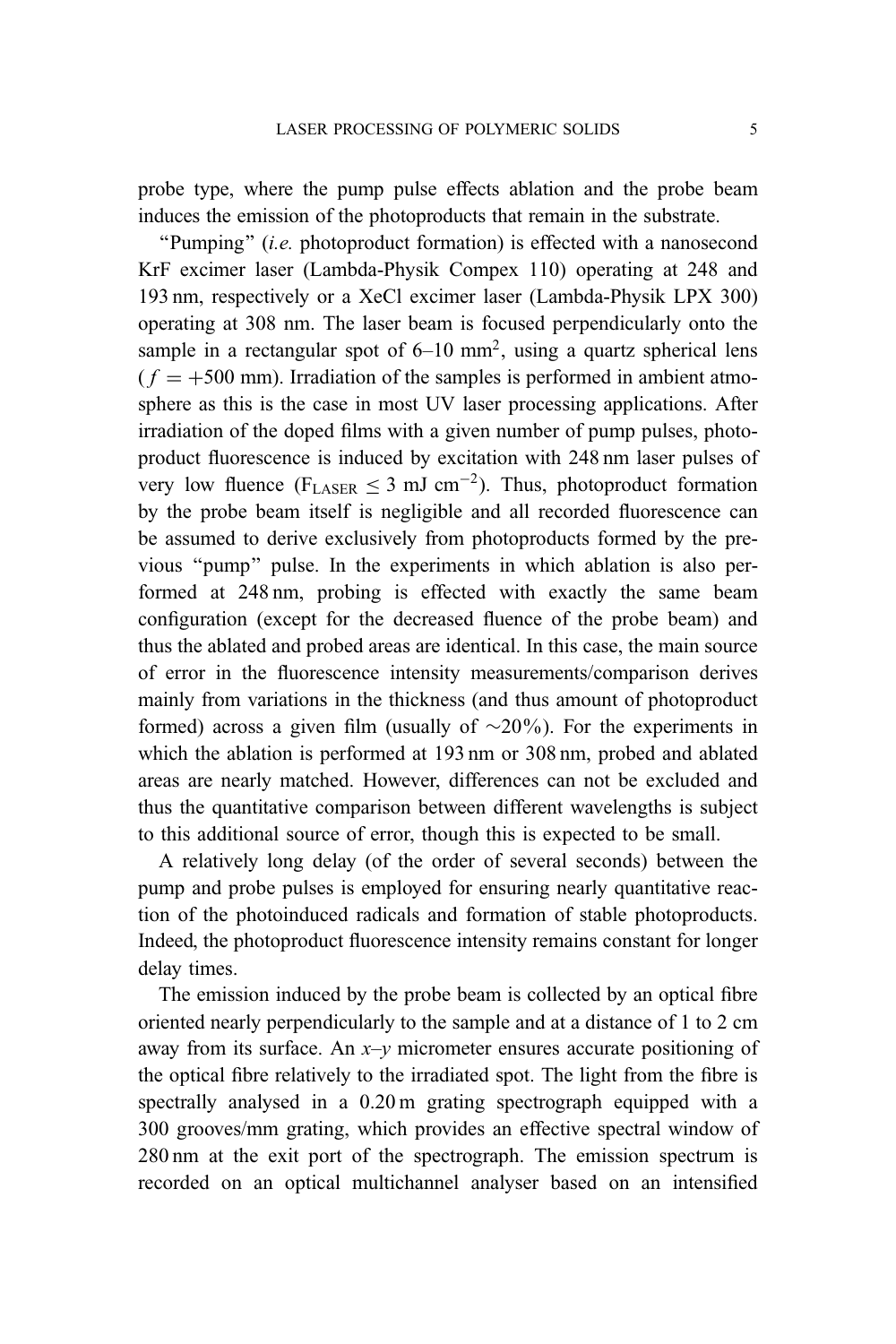probe type, where the pump pulse effects ablation and the probe beam induces the emission of the photoproducts that remain in the substrate.

"Pumping" (*i.e.* photoproduct formation) is effected with a nanosecond KrF excimer laser (Lambda-Physik Compex 110) operating at 248 and 193 nm, respectively or a XeCl excimer laser (Lambda-Physik LPX 300) operating at 308 nm. The laser beam is focused perpendicularly onto the sample in a rectangular spot of 6–10 $mm^2$, using a quartz spherical lens ($f = +500$ mm). Irradiation of the samples is performed in ambient atmosphere as this is the case in most UV laser processing applications. After irradiation of the doped films with a given number of pump pulses, photoproduct fluorescence is induced by excitation with 248 nm laser pulses of very low fluence ($F_{LASER} \leq 3$ mJ $cm^{-2}$). Thus, photoproduct formation by the probe beam itself is negligible and all recorded fluorescence can be assumed to derive exclusively from photoproducts formed by the previous "pump" pulse. In the experiments in which ablation is also performed at 248 nm, probing is effected with exactly the same beam configuration (except for the decreased fluence of the probe beam) and thus the ablated and probed areas are identical. In this case, the main source of error in the fluorescence intensity measurements/comparison derives mainly from variations in the thickness (and thus amount of photoproduct formed) across a given film (usually of $\sim$20%). For the experiments in which the ablation is performed at 193 nm or 308 nm, probed and ablated areas are nearly matched. However, differences can not be excluded and thus the quantitative comparison between different wavelengths is subject to this additional source of error, though this is expected to be small.

A relatively long delay (of the order of several seconds) between the pump and probe pulses is employed for ensuring nearly quantitative reaction of the photoinduced radicals and formation of stable photoproducts. Indeed, the photoproduct fluorescence intensity remains constant for longer delay times.

The emission induced by the probe beam is collected by an optical fibre oriented nearly perpendicularly to the sample and at a distance of 1 to 2 cm away from its surface. An *x–y* micrometer ensures accurate positioning of the optical fibre relatively to the irradiated spot. The light from the fibre is spectrally analysed in a 0.20 m grating spectrograph equipped with a 300 grooves/mm grating, which provides an effective spectral window of 280 nm at the exit port of the spectrograph. The emission spectrum is recorded on an optical multichannel analyser based on an intensified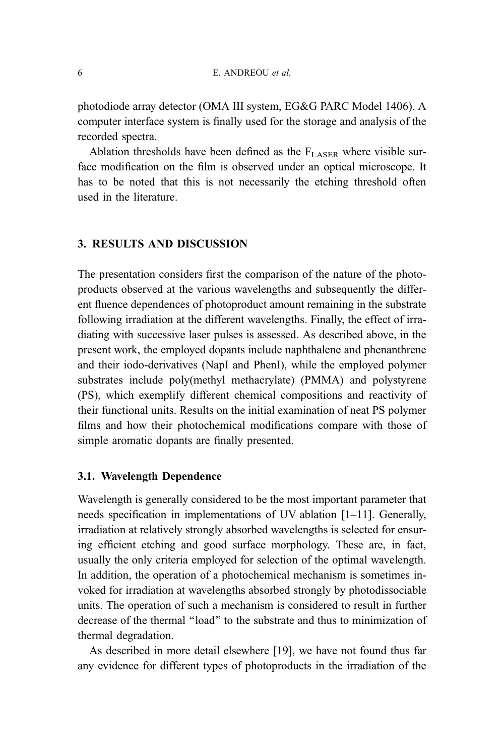photodiode array detector (OMA III system, EG&G PARC Model 1406). A computer interface system is finally used for the storage and analysis of the recorded spectra.

Ablation thresholds have been defined as the $F_{LASER}$ where visible surface modification on the film is observed under an optical microscope. It has to be noted that this is not necessarily the etching threshold often used in the literature.

## 3. RESULTS AND DISCUSSION

The presentation considers first the comparison of the nature of the photoproducts observed at the various wavelengths and subsequently the different fluence dependences of photoproduct amount remaining in the substrate following irradiation at the different wavelengths. Finally, the effect of irradiating with successive laser pulses is assessed. As described above, in the present work, the employed dopants include naphthalene and phenanthrene and their iodo-derivatives (NapI and PhenI), while the employed polymer substrates include poly(methyl methacrylate) (PMMA) and polystyrene (PS), which exemplify different chemical compositions and reactivity of their functional units. Results on the initial examination of neat PS polymer films and how their photochemical modifications compare with those of simple aromatic dopants are finally presented.

### 3.1. Wavelength Dependence

Wavelength is generally considered to be the most important parameter that needs specification in implementations of UV ablation [1–11]. Generally, irradiation at relatively strongly absorbed wavelengths is selected for ensuring efficient etching and good surface morphology. These are, in fact, usually the only criteria employed for selection of the optimal wavelength. In addition, the operation of a photochemical mechanism is sometimes invoked for irradiation at wavelengths absorbed strongly by photodissociable units. The operation of such a mechanism is considered to result in further decrease of the thermal "load" to the substrate and thus to minimization of thermal degradation.

As described in more detail elsewhere [19], we have not found thus far any evidence for different types of photoproducts in the irradiation of the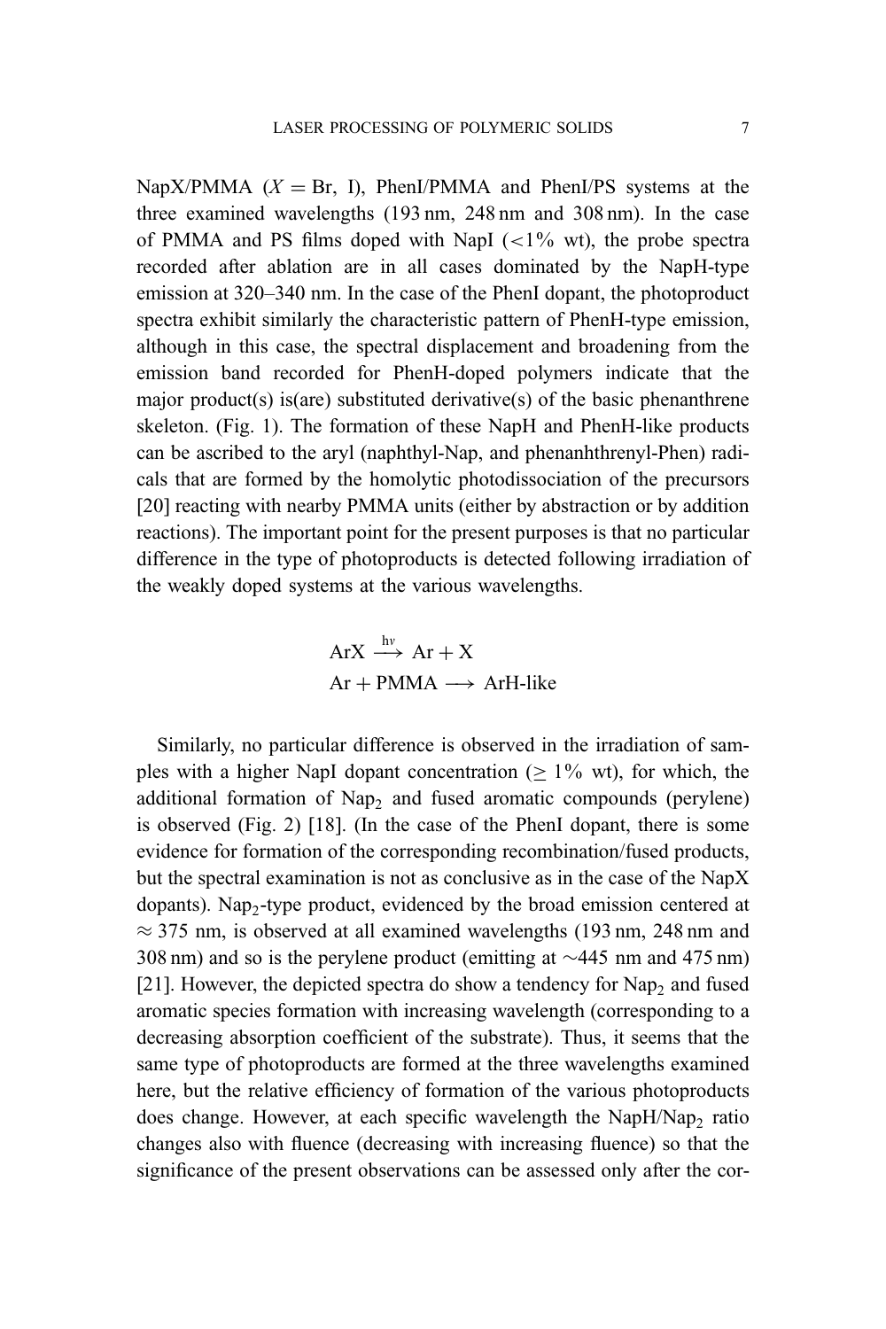NapX/PMMA ($X = \text{Br, I}$), PhenI/PMMA and PhenI/PS systems at the three examined wavelengths (193 nm, 248 nm and 308 nm). In the case of PMMA and PS films doped with NapI ($<1\%$ wt), the probe spectra recorded after ablation are in all cases dominated by the NapH-type emission at 320–340 nm. In the case of the PhenI dopant, the photoproduct spectra exhibit similarly the characteristic pattern of PhenH-type emission, although in this case, the spectral displacement and broadening from the emission band recorded for PhenH-doped polymers indicate that the major product(s) is(are) substituted derivative(s) of the basic phenanthrene skeleton. (Fig. 1). The formation of these NapH and PhenH-like products can be ascribed to the aryl (naphthyl-Nap, and phenanhthrenyl-Phen) radicals that are formed by the homolytic photodissociation of the precursors [20] reacting with nearby PMMA units (either by abstraction or by addition reactions). The important point for the present purposes is that no particular difference in the type of photoproducts is detected following irradiation of the weakly doped systems at the various wavelengths.

$$\text{ArX} \xrightarrow{h\nu} \text{Ar} + \text{X}$$
$$\text{Ar} + \text{PMMA} \longrightarrow \text{ArH-like}$$

Similarly, no particular difference is observed in the irradiation of samples with a higher NapI dopant concentration ($\geq 1\%$ wt), for which, the additional formation of $Nap_2$ and fused aromatic compounds (perylene) is observed (Fig. 2) [18]. (In the case of the PhenI dopant, there is some evidence for formation of the corresponding recombination/fused products, but the spectral examination is not as conclusive as in the case of the NapX dopants). $Nap_2$-type product, evidenced by the broad emission centered at $\approx 375$ nm, is observed at all examined wavelengths (193 nm, 248 nm and 308 nm) and so is the perylene product (emitting at $\sim$445 nm and 475 nm) [21]. However, the depicted spectra do show a tendency for $Nap_2$ and fused aromatic species formation with increasing wavelength (corresponding to a decreasing absorption coefficient of the substrate). Thus, it seems that the same type of photoproducts are formed at the three wavelengths examined here, but the relative efficiency of formation of the various photoproducts does change. However, at each specific wavelength the NapH/$Nap_2$ ratio changes also with fluence (decreasing with increasing fluence) so that the significance of the present observations can be assessed only after the cor-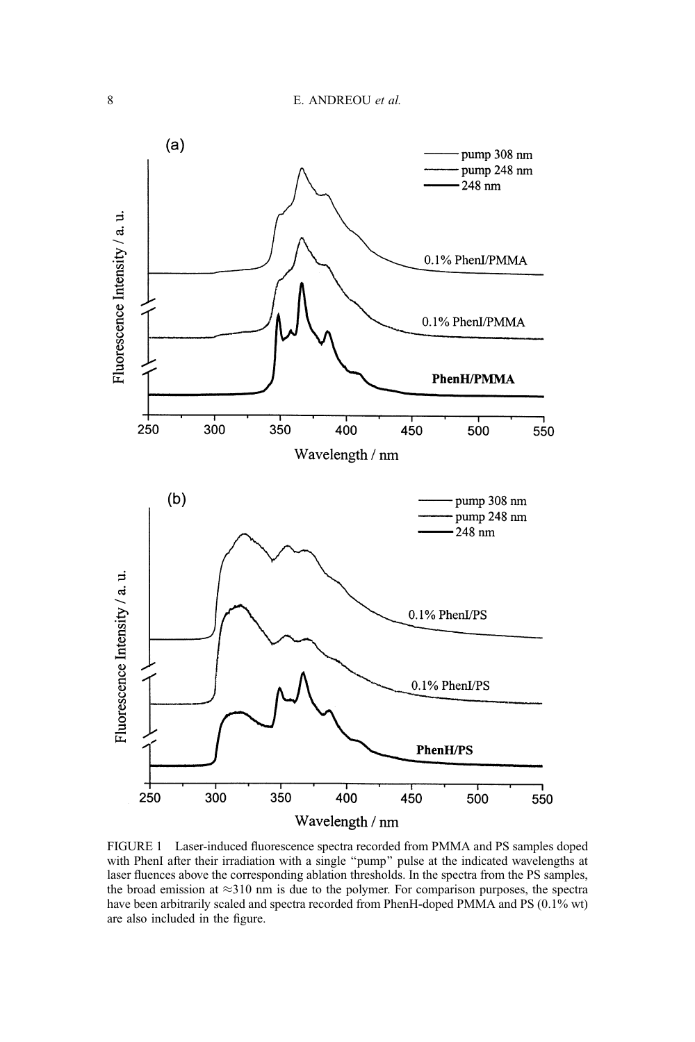FIGURE 1 Laser-induced fluorescence spectra recorded from PMMA and PS samples doped with PhenI after their irradiation with a single "pump" pulse at the indicated wavelengths at laser fluences above the corresponding ablation thresholds. In the spectra from the PS samples, the broad emission at ≈310 nm is due to the polymer. For comparison purposes, the spectra have been arbitrarily scaled and spectra recorded from PhenH-doped PMMA and PS (0.1% wt) are also included in the figure.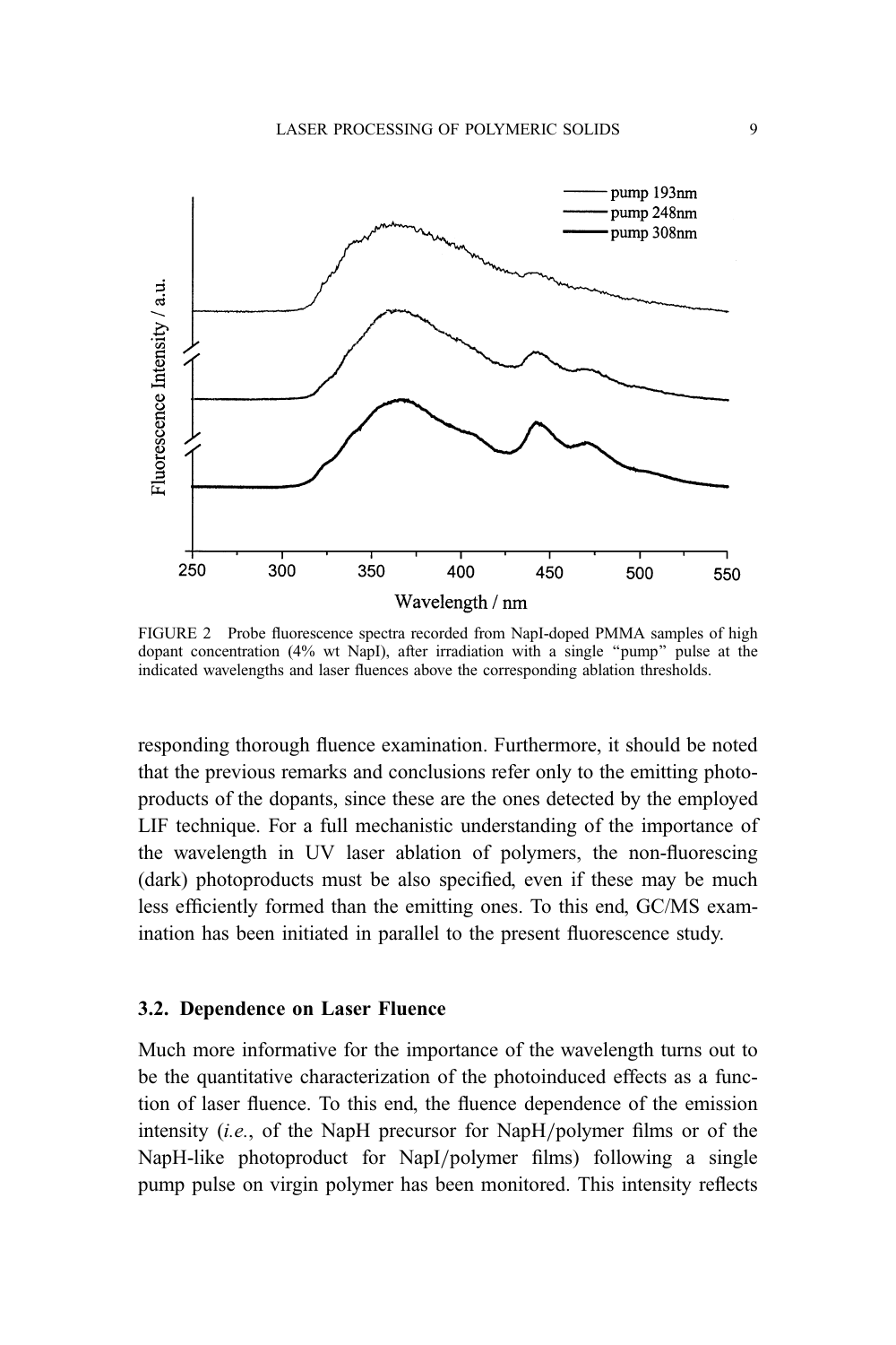FIGURE 2 Probe fluorescence spectra recorded from NapI-doped PMMA samples of high dopant concentration (4% wt NapI), after irradiation with a single "pump" pulse at the indicated wavelengths and laser fluences above the corresponding ablation thresholds.

responding thorough fluence examination. Furthermore, it should be noted that the previous remarks and conclusions refer only to the emitting photoproducts of the dopants, since these are the ones detected by the employed LIF technique. For a full mechanistic understanding of the importance of the wavelength in UV laser ablation of polymers, the non-fluorescing (dark) photoproducts must be also specified, even if these may be much less efficiently formed than the emitting ones. To this end, GC/MS examination has been initiated in parallel to the present fluorescence study.

### 3.2. Dependence on Laser Fluence

Much more informative for the importance of the wavelength turns out to be the quantitative characterization of the photoinduced effects as a function of laser fluence. To this end, the fluence dependence of the emission intensity (*i.e.*, of the NapH precursor for NapH/polymer films or of the NapH-like photoproduct for NapI/polymer films) following a single pump pulse on virgin polymer has been monitored. This intensity reflects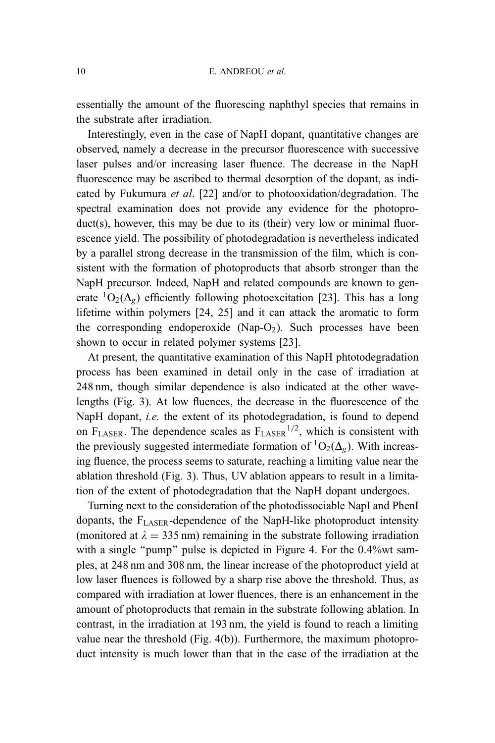essentially the amount of the fluorescing naphthyl species that remains in the substrate after irradiation.

Interestingly, even in the case of NapH dopant, quantitative changes are observed, namely a decrease in the precursor fluorescence with successive laser pulses and/or increasing laser fluence. The decrease in the NapH fluorescence may be ascribed to thermal desorption of the dopant, as indicated by Fukumura *et al*. [22] and/or to photooxidation/degradation. The spectral examination does not provide any evidence for the photoproduct(s), however, this may be due to its (their) very low or minimal fluorescence yield. The possibility of photodegradation is nevertheless indicated by a parallel strong decrease in the transmission of the film, which is consistent with the formation of photoproducts that absorb stronger than the NapH precursor. Indeed, NapH and related compounds are known to generate $^1O_2(\Delta_g)$ efficiently following photoexcitation [23]. This has a long lifetime within polymers [24, 25] and it can attack the aromatic to form the corresponding endoperoxide (Nap-$O_2$). Such processes have been shown to occur in related polymer systems [23].

At present, the quantitative examination of this NapH phtotodegradation process has been examined in detail only in the case of irradiation at 248 nm, though similar dependence is also indicated at the other wavelengths (Fig. 3). At low fluences, the decrease in the fluorescence of the NapH dopant, *i.e.* the extent of its photodegradation, is found to depend on $F_{LASER}$. The dependence scales as $F_{LASER}^{1/2}$, which is consistent with the previously suggested intermediate formation of $^1O_2(\Delta_g)$. With increasing fluence, the process seems to saturate, reaching a limiting value near the ablation threshold (Fig. 3). Thus, UV ablation appears to result in a limitation of the extent of photodegradation that the NapH dopant undergoes.

Turning next to the consideration of the photodissociable NapI and PhenI dopants, the $F_{LASER}$-dependence of the NapH-like photoproduct intensity (monitored at $\lambda = 335$ nm) remaining in the substrate following irradiation with a single "pump" pulse is depicted in Figure 4. For the 0.4%wt samples, at 248 nm and 308 nm, the linear increase of the photoproduct yield at low laser fluences is followed by a sharp rise above the threshold. Thus, as compared with irradiation at lower fluences, there is an enhancement in the amount of photoproducts that remain in the substrate following ablation. In contrast, in the irradiation at 193 nm, the yield is found to reach a limiting value near the threshold (Fig. 4(b)). Furthermore, the maximum photoproduct intensity is much lower than that in the case of the irradiation at the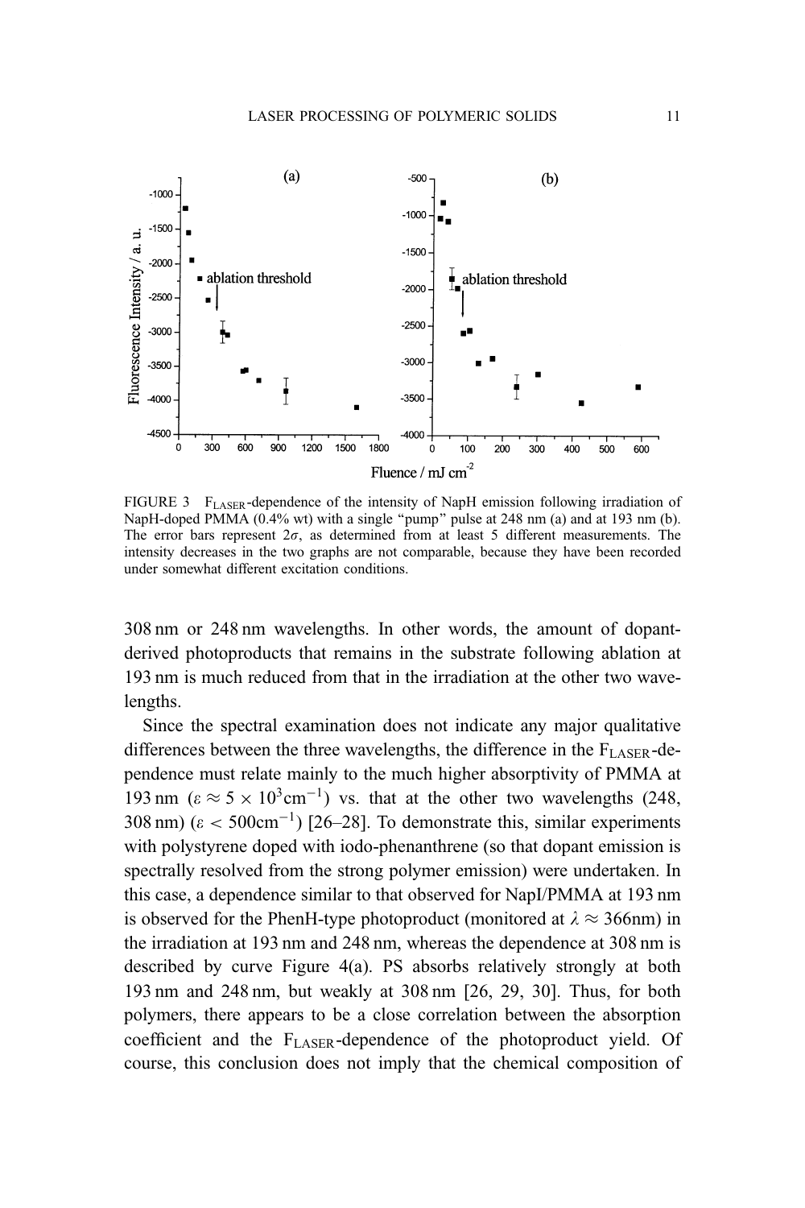FIGURE 3 $F_{LASER}$-dependence of the intensity of NapH emission following irradiation of NapH-doped PMMA (0.4% wt) with a single "pump" pulse at 248 nm (a) and at 193 nm (b). The error bars represent $2\sigma$, as determined from at least 5 different measurements. The intensity decreases in the two graphs are not comparable, because they have been recorded under somewhat different excitation conditions.

308 nm or 248 nm wavelengths. In other words, the amount of dopant-derived photoproducts that remains in the substrate following ablation at 193 nm is much reduced from that in the irradiation at the other two wavelengths.

Since the spectral examination does not indicate any major qualitative differences between the three wavelengths, the difference in the $F_{LASER}$-dependence must relate mainly to the much higher absorptivity of PMMA at 193 nm ($\varepsilon \approx 5 \times 10^3 cm^{-1}$) vs. that at the other two wavelengths (248, 308 nm) ($\varepsilon < 500 cm^{-1}$) [26–28]. To demonstrate this, similar experiments with polystyrene doped with iodo-phenanthrene (so that dopant emission is spectrally resolved from the strong polymer emission) were undertaken. In this case, a dependence similar to that observed for NapI/PMMA at 193 nm is observed for the PhenH-type photoproduct (monitored at $\lambda \approx 366$nm) in the irradiation at 193 nm and 248 nm, whereas the dependence at 308 nm is described by curve Figure 4(a). PS absorbs relatively strongly at both 193 nm and 248 nm, but weakly at 308 nm [26, 29, 30]. Thus, for both polymers, there appears to be a close correlation between the absorption coefficient and the $F_{LASER}$-dependence of the photoproduct yield. Of course, this conclusion does not imply that the chemical composition of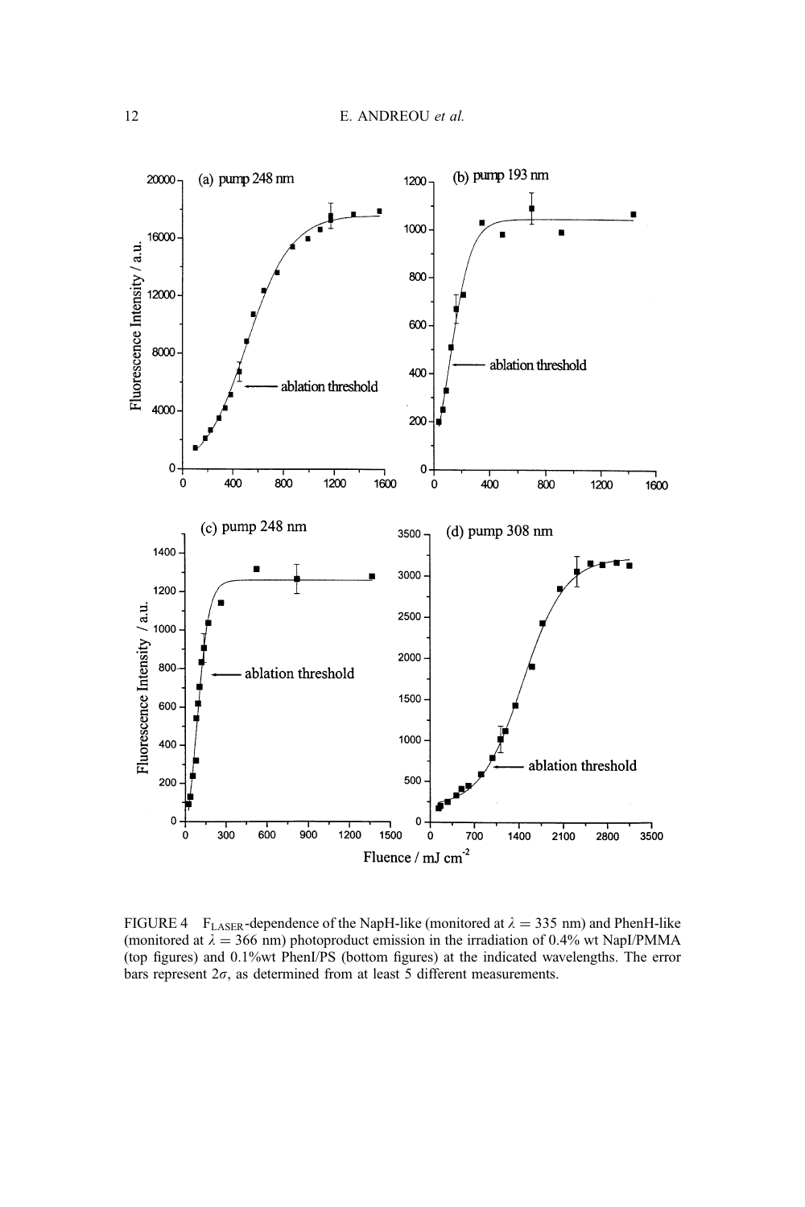FIGURE 4 $F_{LASER}$-dependence of the NapH-like (monitored at $\lambda = 335$ nm) and PhenH-like (monitored at $\lambda = 366$ nm) photoproduct emission in the irradiation of 0.4% wt NapI/PMMA (top figures) and 0.1%wt PhenI/PS (bottom figures) at the indicated wavelengths. The error bars represent $2\sigma$, as determined from at least 5 different measurements.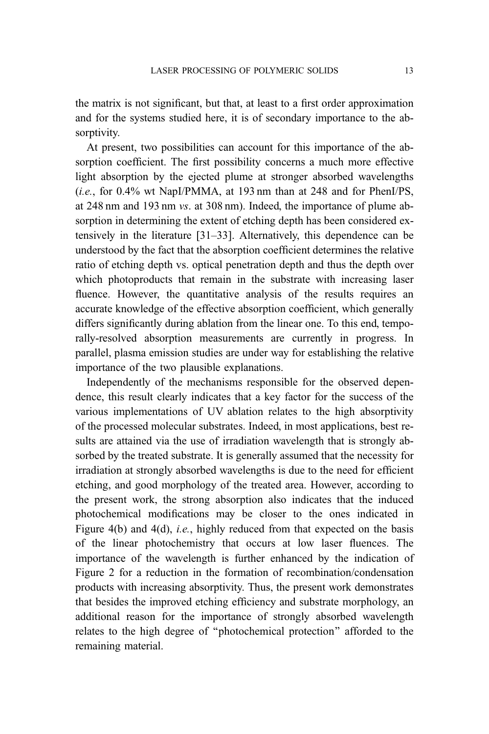the matrix is not significant, but that, at least to a first order approximation and for the systems studied here, it is of secondary importance to the absorptivity.

At present, two possibilities can account for this importance of the absorption coefficient. The first possibility concerns a much more effective light absorption by the ejected plume at stronger absorbed wavelengths (*i.e.*, for 0.4% wt NapI/PMMA, at 193 nm than at 248 and for PhenI/PS, at 248 nm and 193 nm *vs*. at 308 nm). Indeed, the importance of plume absorption in determining the extent of etching depth has been considered extensively in the literature [31–33]. Alternatively, this dependence can be understood by the fact that the absorption coefficient determines the relative ratio of etching depth vs. optical penetration depth and thus the depth over which photoproducts that remain in the substrate with increasing laser fluence. However, the quantitative analysis of the results requires an accurate knowledge of the effective absorption coefficient, which generally differs significantly during ablation from the linear one. To this end, temporally-resolved absorption measurements are currently in progress. In parallel, plasma emission studies are under way for establishing the relative importance of the two plausible explanations.

Independently of the mechanisms responsible for the observed dependence, this result clearly indicates that a key factor for the success of the various implementations of UV ablation relates to the high absorptivity of the processed molecular substrates. Indeed, in most applications, best results are attained via the use of irradiation wavelength that is strongly absorbed by the treated substrate. It is generally assumed that the necessity for irradiation at strongly absorbed wavelengths is due to the need for efficient etching, and good morphology of the treated area. However, according to the present work, the strong absorption also indicates that the induced photochemical modifications may be closer to the ones indicated in Figure 4(b) and 4(d), *i.e.*, highly reduced from that expected on the basis of the linear photochemistry that occurs at low laser fluences. The importance of the wavelength is further enhanced by the indication of Figure 2 for a reduction in the formation of recombination/condensation products with increasing absorptivity. Thus, the present work demonstrates that besides the improved etching efficiency and substrate morphology, an additional reason for the importance of strongly absorbed wavelength relates to the high degree of "photochemical protection" afforded to the remaining material.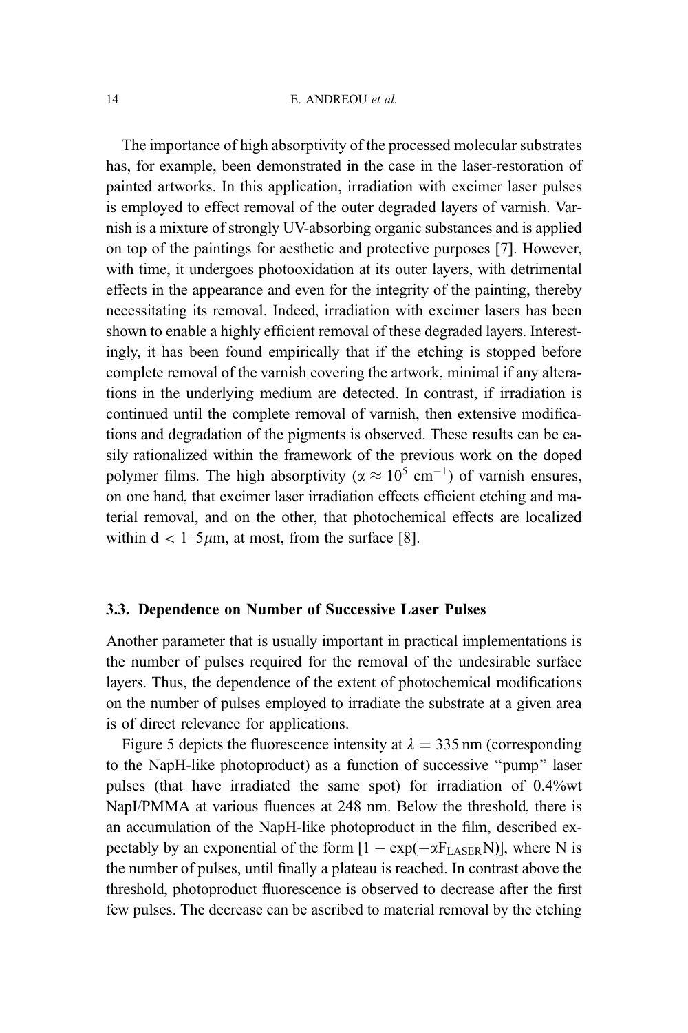The importance of high absorptivity of the processed molecular substrates has, for example, been demonstrated in the case in the laser-restoration of painted artworks. In this application, irradiation with excimer laser pulses is employed to effect removal of the outer degraded layers of varnish. Varnish is a mixture of strongly UV-absorbing organic substances and is applied on top of the paintings for aesthetic and protective purposes [7]. However, with time, it undergoes photooxidation at its outer layers, with detrimental effects in the appearance and even for the integrity of the painting, thereby necessitating its removal. Indeed, irradiation with excimer lasers has been shown to enable a highly efficient removal of these degraded layers. Interestingly, it has been found empirically that if the etching is stopped before complete removal of the varnish covering the artwork, minimal if any alterations in the underlying medium are detected. In contrast, if irradiation is continued until the complete removal of varnish, then extensive modifications and degradation of the pigments is observed. These results can be easily rationalized within the framework of the previous work on the doped polymer films. The high absorptivity ($\alpha \approx 10^5$ cm$^{-1}$) of varnish ensures, on one hand, that excimer laser irradiation effects efficient etching and material removal, and on the other, that photochemical effects are localized within $d < 1$–$5 \mu$m, at most, from the surface [8].

### 3.3. Dependence on Number of Successive Laser Pulses

Another parameter that is usually important in practical implementations is the number of pulses required for the removal of the undesirable surface layers. Thus, the dependence of the extent of photochemical modifications on the number of pulses employed to irradiate the substrate at a given area is of direct relevance for applications.

Figure 5 depicts the fluorescence intensity at $\lambda = 335$ nm (corresponding to the NapH-like photoproduct) as a function of successive "pump" laser pulses (that have irradiated the same spot) for irradiation of 0.4%wt NapI/PMMA at various fluences at 248 nm. Below the threshold, there is an accumulation of the NapH-like photoproduct in the film, described expectably by an exponential of the form $[1 - \exp(-\alpha F_{LASER} N)]$, where N is the number of pulses, until finally a plateau is reached. In contrast above the threshold, photoproduct fluorescence is observed to decrease after the first few pulses. The decrease can be ascribed to material removal by the etching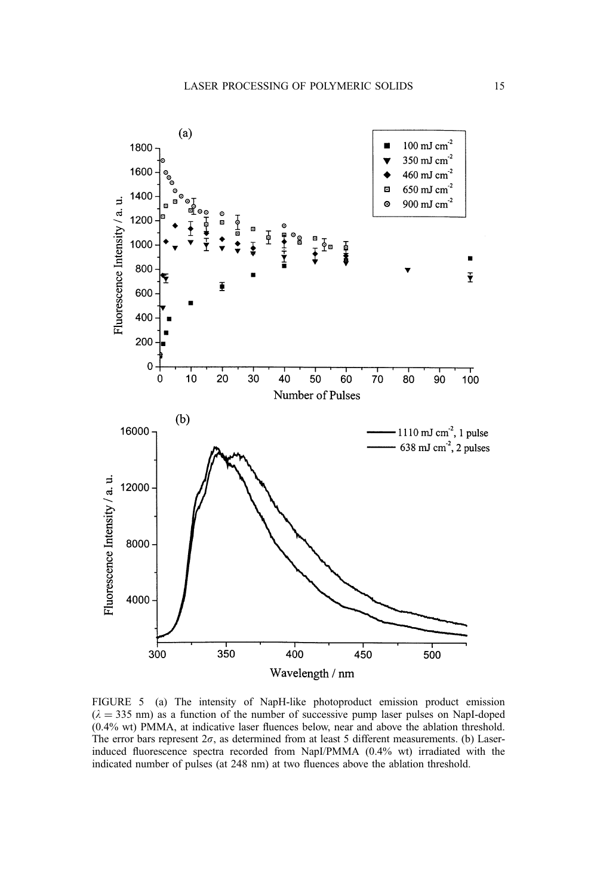FIGURE 5 (a) The intensity of NapH-like photoproduct emission product emission ($\lambda = 335$ nm) as a function of the number of successive pump laser pulses on NapI-doped (0.4% wt) PMMA, at indicative laser fluences below, near and above the ablation threshold. The error bars represent $2\sigma$, as determined from at least 5 different measurements. (b) Laser-induced fluorescence spectra recorded from NapI/PMMA (0.4% wt) irradiated with the indicated number of pulses (at 248 nm) at two fluences above the ablation threshold.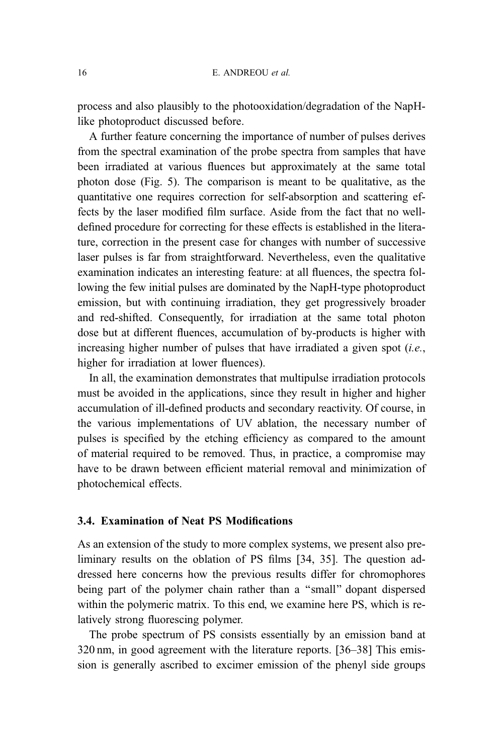process and also plausibly to the photooxidation/degradation of the NapH-like photoproduct discussed before.

A further feature concerning the importance of number of pulses derives from the spectral examination of the probe spectra from samples that have been irradiated at various fluences but approximately at the same total photon dose (Fig. 5). The comparison is meant to be qualitative, as the quantitative one requires correction for self-absorption and scattering effects by the laser modified film surface. Aside from the fact that no well-defined procedure for correcting for these effects is established in the literature, correction in the present case for changes with number of successive laser pulses is far from straightforward. Nevertheless, even the qualitative examination indicates an interesting feature: at all fluences, the spectra following the few initial pulses are dominated by the NapH-type photoproduct emission, but with continuing irradiation, they get progressively broader and red-shifted. Consequently, for irradiation at the same total photon dose but at different fluences, accumulation of by-products is higher with increasing higher number of pulses that have irradiated a given spot (*i.e.*, higher for irradiation at lower fluences).

In all, the examination demonstrates that multipulse irradiation protocols must be avoided in the applications, since they result in higher and higher accumulation of ill-defined products and secondary reactivity. Of course, in the various implementations of UV ablation, the necessary number of pulses is specified by the etching efficiency as compared to the amount of material required to be removed. Thus, in practice, a compromise may have to be drawn between efficient material removal and minimization of photochemical effects.

### 3.4. Examination of Neat PS Modifications

As an extension of the study to more complex systems, we present also preliminary results on the oblation of PS films [34, 35]. The question addressed here concerns how the previous results differ for chromophores being part of the polymer chain rather than a "small" dopant dispersed within the polymeric matrix. To this end, we examine here PS, which is relatively strong fluorescing polymer.

The probe spectrum of PS consists essentially by an emission band at 320 nm, in good agreement with the literature reports. [36–38] This emission is generally ascribed to excimer emission of the phenyl side groups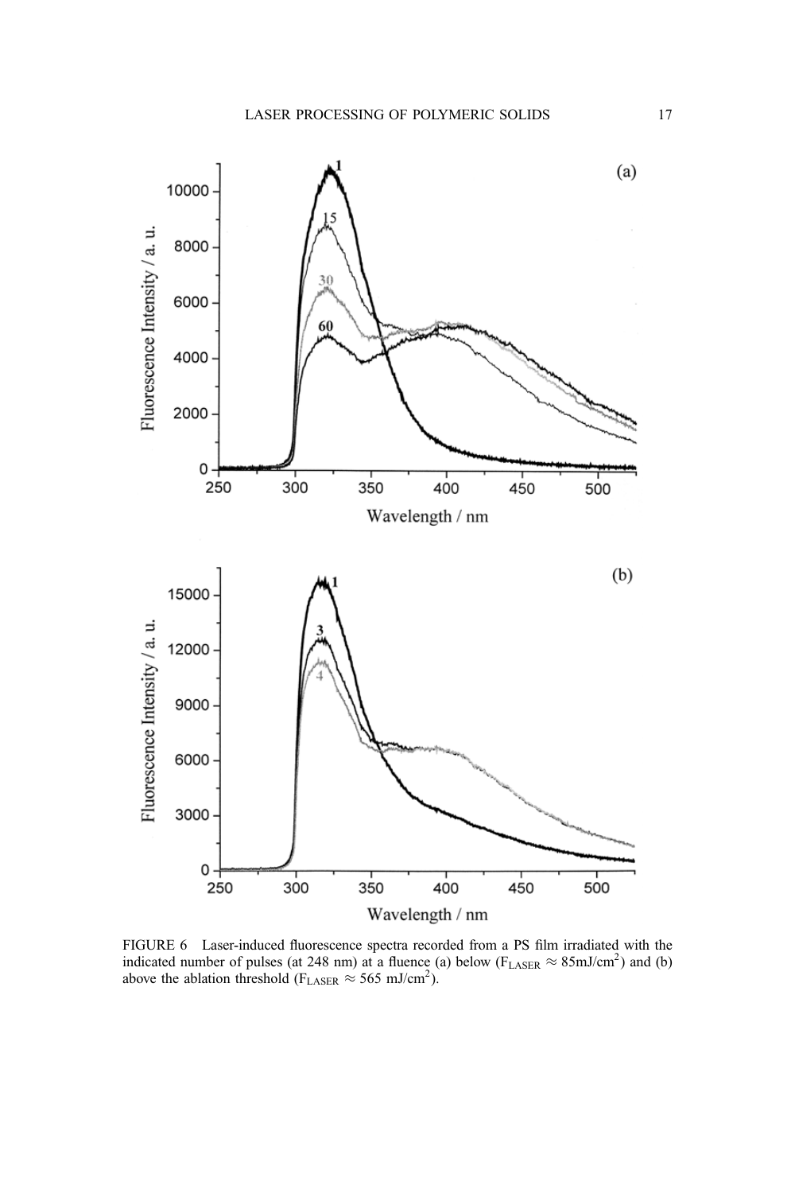FIGURE 6 Laser-induced fluorescence spectra recorded from a PS film irradiated with the indicated number of pulses (at 248 nm) at a fluence (a) below ($F_{LASER} \approx 85 mJ/cm^2$) and (b) above the ablation threshold ($F_{LASER} \approx 565$ $mJ/cm^2$).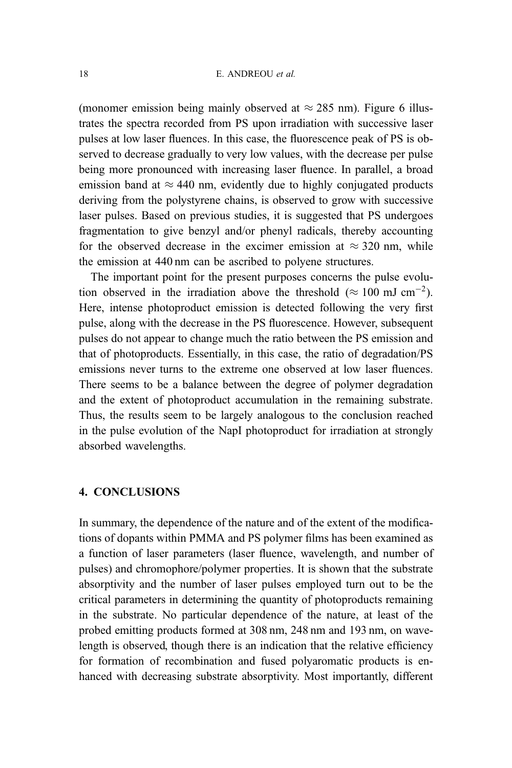(monomer emission being mainly observed at $\approx 285$ nm). Figure 6 illustrates the spectra recorded from PS upon irradiation with successive laser pulses at low laser fluences. In this case, the fluorescence peak of PS is observed to decrease gradually to very low values, with the decrease per pulse being more pronounced with increasing laser fluence. In parallel, a broad emission band at $\approx 440$ nm, evidently due to highly conjugated products deriving from the polystyrene chains, is observed to grow with successive laser pulses. Based on previous studies, it is suggested that PS undergoes fragmentation to give benzyl and/or phenyl radicals, thereby accounting for the observed decrease in the excimer emission at $\approx 320$ nm, while the emission at 440 nm can be ascribed to polyene structures.

The important point for the present purposes concerns the pulse evolution observed in the irradiation above the threshold ($\approx 100$ mJ cm$^{-2}$). Here, intense photoproduct emission is detected following the very first pulse, along with the decrease in the PS fluorescence. However, subsequent pulses do not appear to change much the ratio between the PS emission and that of photoproducts. Essentially, in this case, the ratio of degradation/PS emissions never turns to the extreme one observed at low laser fluences. There seems to be a balance between the degree of polymer degradation and the extent of photoproduct accumulation in the remaining substrate. Thus, the results seem to be largely analogous to the conclusion reached in the pulse evolution of the NapI photoproduct for irradiation at strongly absorbed wavelengths.

## 4. CONCLUSIONS

In summary, the dependence of the nature and of the extent of the modifications of dopants within PMMA and PS polymer films has been examined as a function of laser parameters (laser fluence, wavelength, and number of pulses) and chromophore/polymer properties. It is shown that the substrate absorptivity and the number of laser pulses employed turn out to be the critical parameters in determining the quantity of photoproducts remaining in the substrate. No particular dependence of the nature, at least of the probed emitting products formed at 308 nm, 248 nm and 193 nm, on wavelength is observed, though there is an indication that the relative efficiency for formation of recombination and fused polyaromatic products is enhanced with decreasing substrate absorptivity. Most importantly, different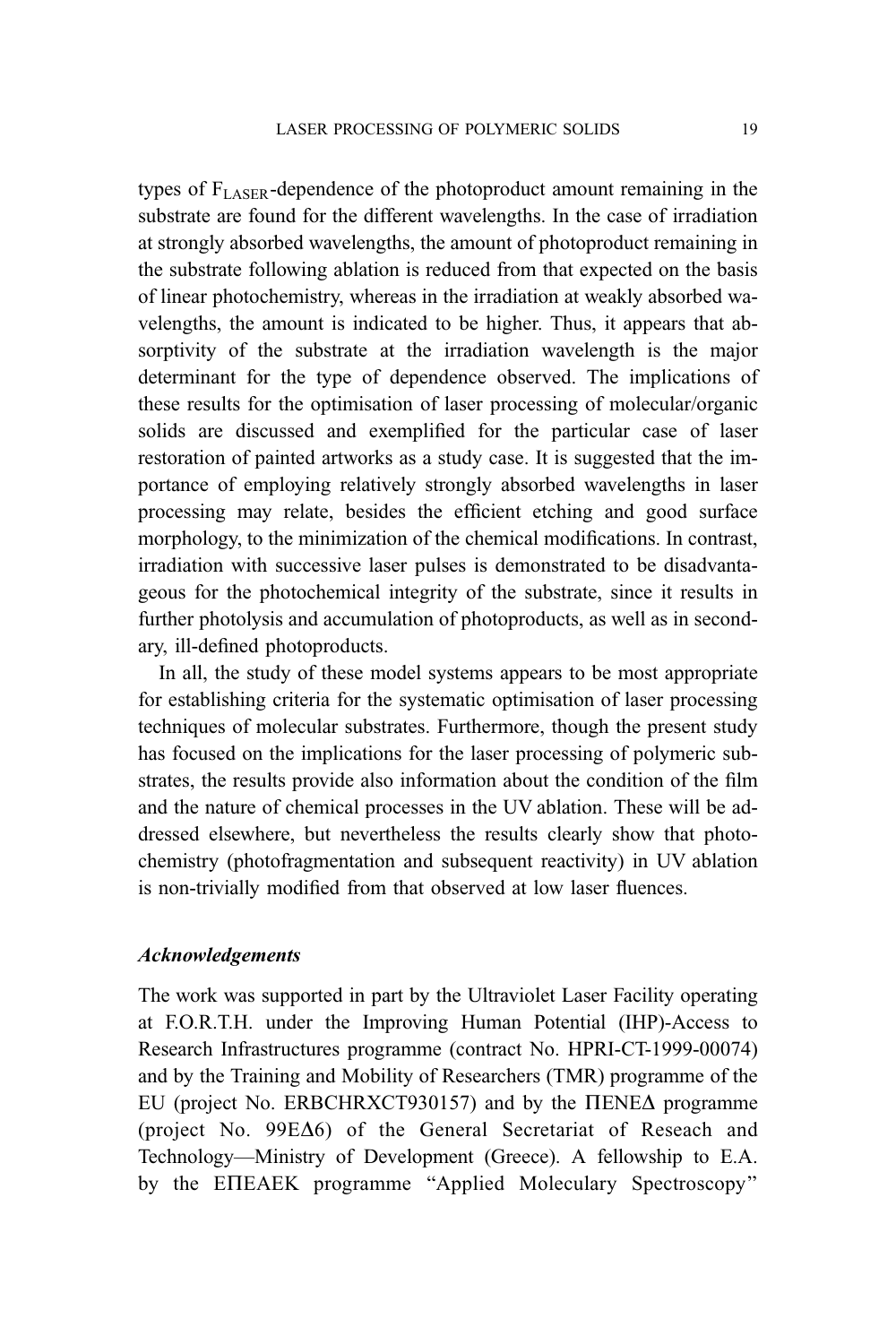types of $F_{LASER}$-dependence of the photoproduct amount remaining in the substrate are found for the different wavelengths. In the case of irradiation at strongly absorbed wavelengths, the amount of photoproduct remaining in the substrate following ablation is reduced from that expected on the basis of linear photochemistry, whereas in the irradiation at weakly absorbed wavelengths, the amount is indicated to be higher. Thus, it appears that absorptivity of the substrate at the irradiation wavelength is the major determinant for the type of dependence observed. The implications of these results for the optimisation of laser processing of molecular/organic solids are discussed and exemplified for the particular case of laser restoration of painted artworks as a study case. It is suggested that the importance of employing relatively strongly absorbed wavelengths in laser processing may relate, besides the efficient etching and good surface morphology, to the minimization of the chemical modifications. In contrast, irradiation with successive laser pulses is demonstrated to be disadvantageous for the photochemical integrity of the substrate, since it results in further photolysis and accumulation of photoproducts, as well as in secondary, ill-defined photoproducts.

In all, the study of these model systems appears to be most appropriate for establishing criteria for the systematic optimisation of laser processing techniques of molecular substrates. Furthermore, though the present study has focused on the implications for the laser processing of polymeric substrates, the results provide also information about the condition of the film and the nature of chemical processes in the UV ablation. These will be addressed elsewhere, but nevertheless the results clearly show that photochemistry (photofragmentation and subsequent reactivity) in UV ablation is non-trivially modified from that observed at low laser fluences.

### *Acknowledgements*

The work was supported in part by the Ultraviolet Laser Facility operating at F.O.R.T.H. under the Improving Human Potential (IHP)-Access to Research Infrastructures programme (contract No. HPRI-CT-1999-00074) and by the Training and Mobility of Researchers (TMR) programme of the EU (project No. ERBCHRXCT930157) and by the ΠΕΝΕΔ programme (project No. 99ΕΔ6) of the General Secretariat of Reseach and Technology—Ministry of Development (Greece). A fellowship to E.A. by the ΕΠΕΑΕΚ programme "Applied Moleculary Spectroscopy"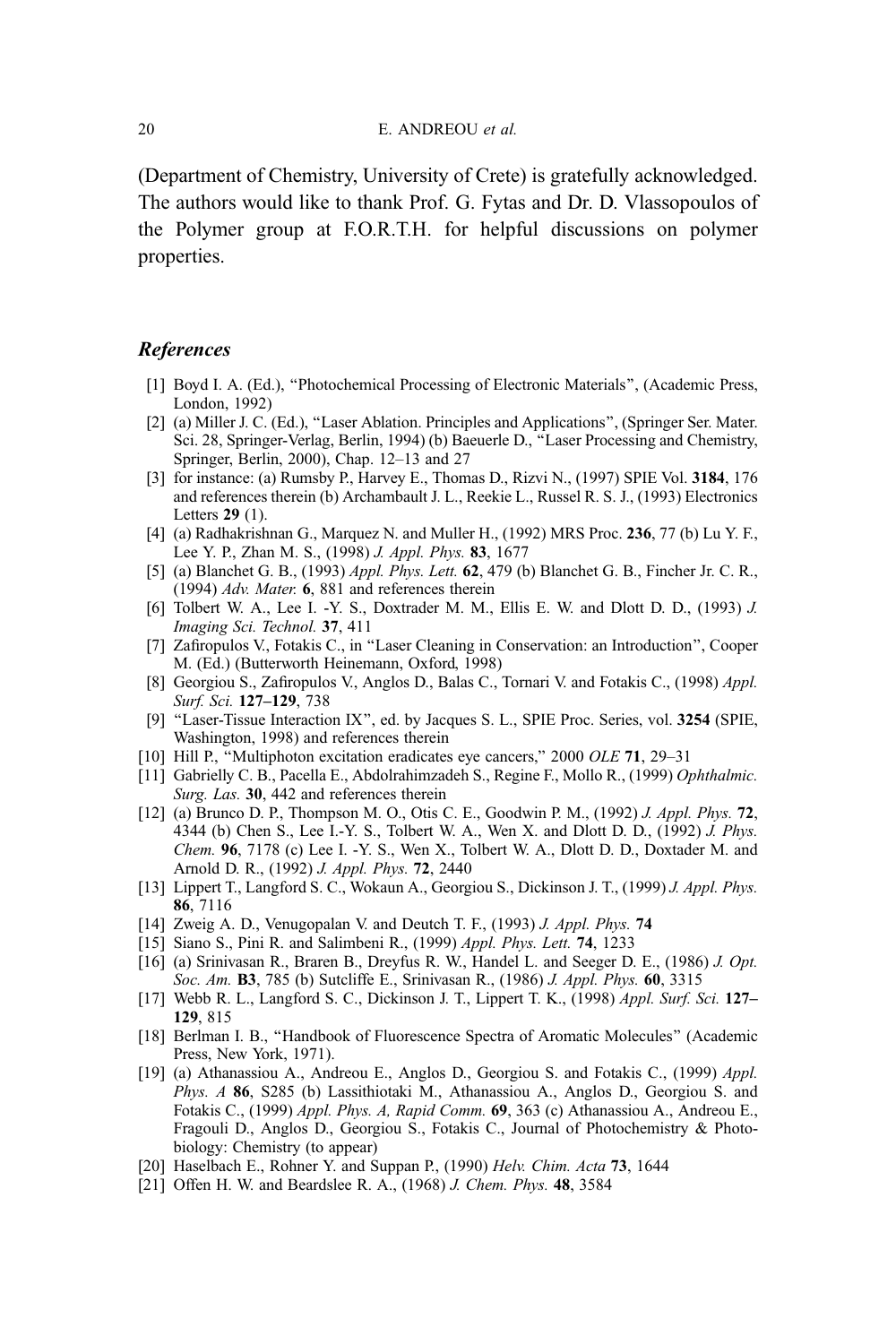(Department of Chemistry, University of Crete) is gratefully acknowledged. The authors would like to thank Prof. G. Fytas and Dr. D. Vlassopoulos of the Polymer group at F.O.R.T.H. for helpful discussions on polymer properties.

### *References*

[1] Boyd I. A. (Ed.), "Photochemical Processing of Electronic Materials", (Academic Press, London, 1992)

[2] (a) Miller J. C. (Ed.), "Laser Ablation. Principles and Applications", (Springer Ser. Mater. Sci. 28, Springer-Verlag, Berlin, 1994) (b) Baeuerle D., "Laser Processing and Chemistry, Springer, Berlin, 2000), Chap. 12–13 and 27

[3] for instance: (a) Rumsby P., Harvey E., Thomas D., Rizvi N., (1997) SPIE Vol. **3184**, 176 and references therein (b) Archambault J. L., Reekie L., Russel R. S. J., (1993) Electronics Letters **29** (1).

[4] (a) Radhakrishnan G., Marquez N. and Muller H., (1992) MRS Proc. **236**, 77 (b) Lu Y. F., Lee Y. P., Zhan M. S., (1998) *J. Appl. Phys.* **83**, 1677

[5] (a) Blanchet G. B., (1993) *Appl. Phys. Lett.* **62**, 479 (b) Blanchet G. B., Fincher Jr. C. R., (1994) *Adv. Mater.* **6**, 881 and references therein

[6] Tolbert W. A., Lee I. -Y. S., Doxtrader M. M., Ellis E. W. and Dlott D. D., (1993) *J. Imaging Sci. Technol.* **37**, 411

[7] Zafiropulos V., Fotakis C., in "Laser Cleaning in Conservation: an Introduction", Cooper M. (Ed.) (Butterworth Heinemann, Oxford, 1998)

[8] Georgiou S., Zafiropulos V., Anglos D., Balas C., Tornari V. and Fotakis C., (1998) *Appl. Surf. Sci.* **127–129**, 738

[9] "Laser-Tissue Interaction IX", ed. by Jacques S. L., SPIE Proc. Series, vol. **3254** (SPIE, Washington, 1998) and references therein

[10] Hill P., "Multiphoton excitation eradicates eye cancers," 2000 *OLE* **71**, 29–31

[11] Gabrielly C. B., Pacella E., Abdolrahimzadeh S., Regine F., Mollo R., (1999) *Ophthalmic. Surg. Las.* **30**, 442 and references therein

[12] (a) Brunco D. P., Thompson M. O., Otis C. E., Goodwin P. M., (1992) *J. Appl. Phys.* **72**, 4344 (b) Chen S., Lee I.-Y. S., Tolbert W. A., Wen X. and Dlott D. D., (1992) *J. Phys. Chem.* **96**, 7178 (c) Lee I. -Y. S., Wen X., Tolbert W. A., Dlott D. D., Doxtader M. and Arnold D. R., (1992) *J. Appl. Phys.* **72**, 2440

[13] Lippert T., Langford S. C., Wokaun A., Georgiou S., Dickinson J. T., (1999) *J. Appl. Phys.* **86**, 7116

[14] Zweig A. D., Venugopalan V. and Deutch T. F., (1993) *J. Appl. Phys.* **74**

[15] Siano S., Pini R. and Salimbeni R., (1999) *Appl. Phys. Lett.* **74**, 1233

[16] (a) Srinivasan R., Braren B., Dreyfus R. W., Handel L. and Seeger D. E., (1986) *J. Opt. Soc. Am.* **B3**, 785 (b) Sutcliffe E., Srinivasan R., (1986) *J. Appl. Phys.* **60**, 3315

[17] Webb R. L., Langford S. C., Dickinson J. T., Lippert T. K., (1998) *Appl. Surf. Sci.* **127–129**, 815

[18] Berlman I. B., "Handbook of Fluorescence Spectra of Aromatic Molecules" (Academic Press, New York, 1971).

[19] (a) Athanassiou A., Andreou E., Anglos D., Georgiou S. and Fotakis C., (1999) *Appl. Phys. A* **86**, S285 (b) Lassithiotaki M., Athanassiou A., Anglos D., Georgiou S. and Fotakis C., (1999) *Appl. Phys. A, Rapid Comm.* **69**, 363 (c) Athanassiou A., Andreou E., Fragouli D., Anglos D., Georgiou S., Fotakis C., Journal of Photochemistry & Photobiology: Chemistry (to appear)

[20] Haselbach E., Rohner Y. and Suppan P., (1990) *Helv. Chim. Acta* **73**, 1644

[21] Offen H. W. and Beardslee R. A., (1968) *J. Chem. Phys.* **48**, 3584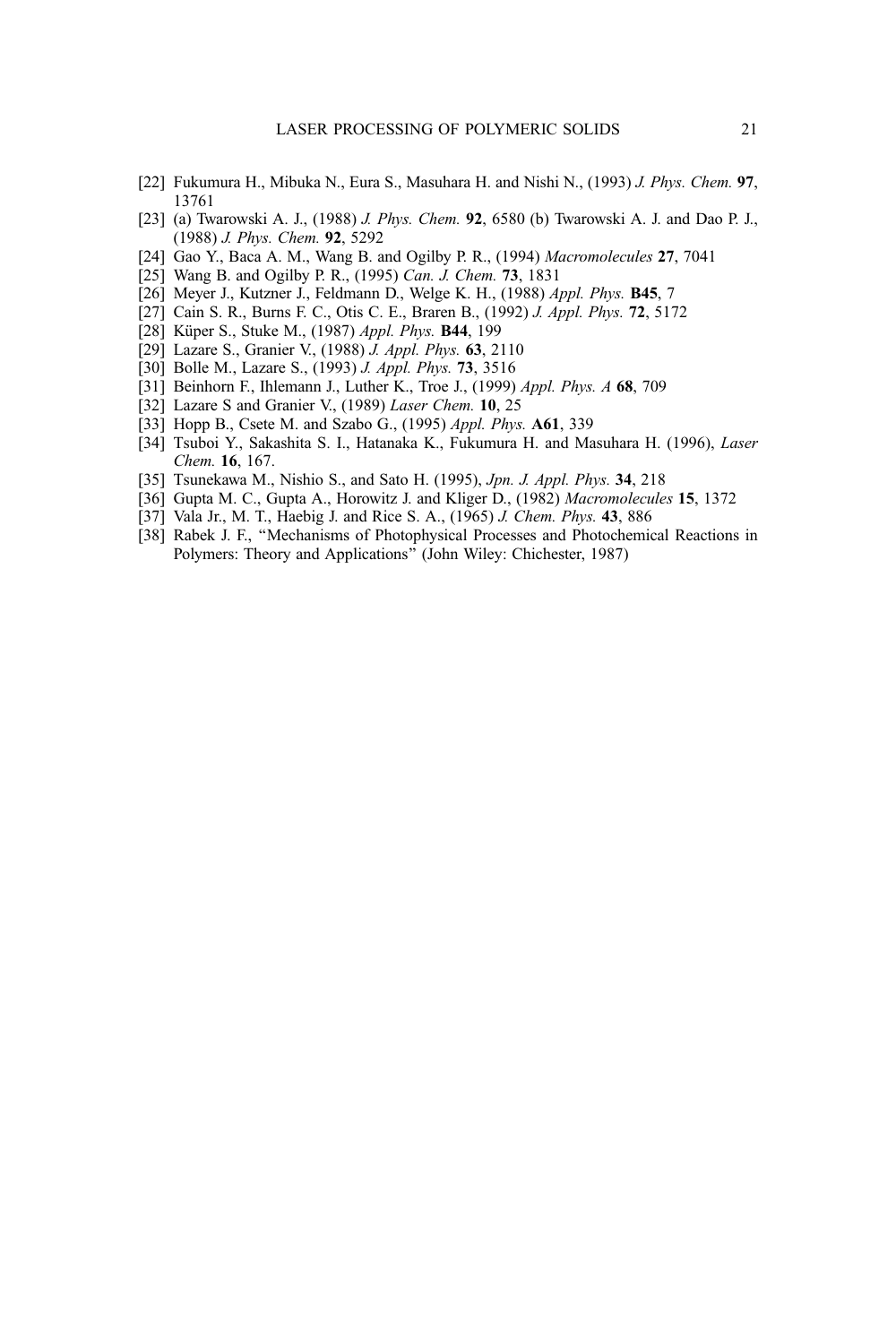[22] Fukumura H., Mibuka N., Eura S., Masuhara H. and Nishi N., (1993) *J. Phys. Chem.* **97**, 13761

[23] (a) Twarowski A. J., (1988) *J. Phys. Chem.* **92**, 6580 (b) Twarowski A. J. and Dao P. J., (1988) *J. Phys. Chem.* **92**, 5292

[24] Gao Y., Baca A. M., Wang B. and Ogilby P. R., (1994) *Macromolecules* **27**, 7041

[25] Wang B. and Ogilby P. R., (1995) *Can. J. Chem.* **73**, 1831

[26] Meyer J., Kutzner J., Feldmann D., Welge K. H., (1988) *Appl. Phys.* **B45**, 7

[27] Cain S. R., Burns F. C., Otis C. E., Braren B., (1992) *J. Appl. Phys.* **72**, 5172

[28] Küper S., Stuke M., (1987) *Appl. Phys.* **B44**, 199

[29] Lazare S., Granier V., (1988) *J. Appl. Phys.* **63**, 2110

[30] Bolle M., Lazare S., (1993) *J. Appl. Phys.* **73**, 3516

[31] Beinhorn F., Ihlemann J., Luther K., Troe J., (1999) *Appl. Phys. A* **68**, 709

[32] Lazare S and Granier V., (1989) *Laser Chem.* **10**, 25

[33] Hopp B., Csete M. and Szabo G., (1995) *Appl. Phys.* **A61**, 339

[34] Tsuboi Y., Sakashita S. I., Hatanaka K., Fukumura H. and Masuhara H. (1996), *Laser Chem.* **16**, 167.

[35] Tsunekawa M., Nishio S., and Sato H. (1995), *Jpn. J. Appl. Phys.* **34**, 218

[36] Gupta M. C., Gupta A., Horowitz J. and Kliger D., (1982) *Macromolecules* **15**, 1372

[37] Vala Jr., M. T., Haebig J. and Rice S. A., (1965) *J. Chem. Phys.* **43**, 886

[38] Rabek J. F., "Mechanisms of Photophysical Processes and Photochemical Reactions in Polymers: Theory and Applications" (John Wiley: Chichester, 1987)